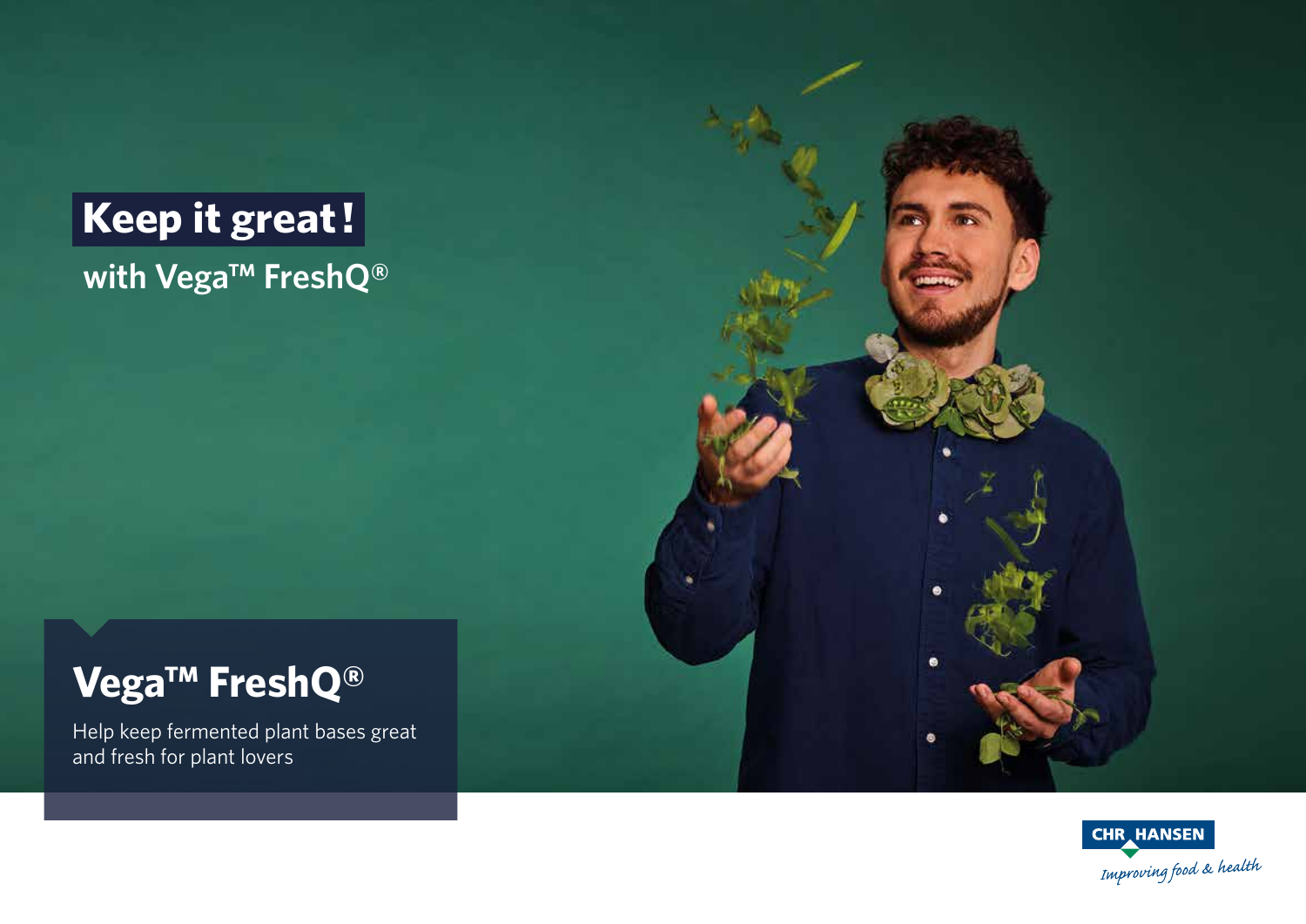# Keep it great!

**with Vega™ FreshQ®**

## Vega™ FreshQ®

Help keep fermented plant bases great and fresh for plant lovers

CHR HANSEN

*Improving food & health*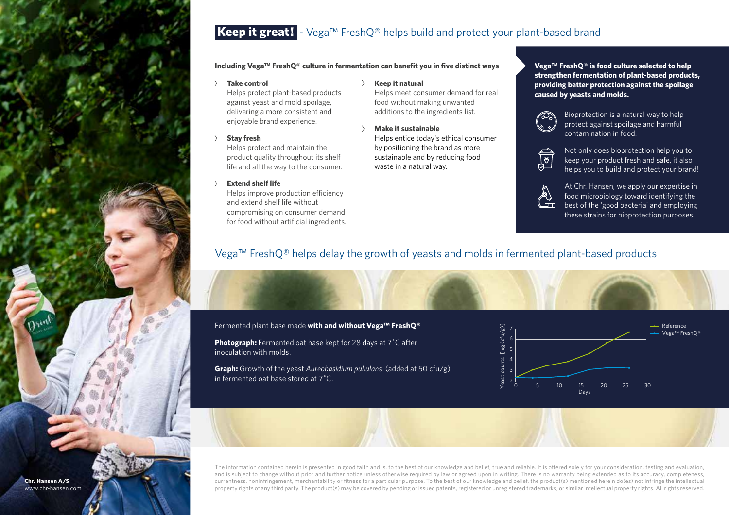## **Keep it great!** - Vega™ FreshQ® helps build and protect your plant-based brand

**Including Vega™ FreshQ® culture in fermentation can benefit you in five distinct ways**

- **Take control**
  Helps protect plant-based products against yeast and mold spoilage, delivering a more consistent and enjoyable brand experience.

- **Stay fresh**
  Helps protect and maintain the product quality throughout its shelf life and all the way to the consumer.

- **Extend shelf life**
  Helps improve production efficiency and extend shelf life without compromising on consumer demand for food without artificial ingredients.

- **Keep it natural**
  Helps meet consumer demand for real food without making unwanted additions to the ingredients list.

- **Make it sustainable**
  Helps entice today's ethical consumer by positioning the brand as more sustainable and by reducing food waste in a natural way.

**Vega™ FreshQ® is food culture selected to help strengthen fermentation of plant-based products, providing better protection against the spoilage caused by yeasts and molds.**

Bioprotection is a natural way to help protect against spoilage and harmful contamination in food.

Not only does bioprotection help you to keep your product fresh and safe, it also helps you to build and protect your brand!

At Chr. Hansen, we apply our expertise in food microbiology toward identifying the best of the 'good bacteria' and employing these strains for bioprotection purposes.

## Vega™ FreshQ® helps delay the growth of yeasts and molds in fermented plant-based products

Fermented plant base made **with and without Vega™ FreshQ®**

**Photograph:** Fermented oat base kept for 28 days at 7˚C after inoculation with molds.

**Graph:** Growth of the yeast *Aureobasidium pullulans* (added at 50 cfu/g) in fermented oat base stored at 7˚C.

Yeast counts [log (cfu/g)]
7
6
5
4
3
2
0 5 10 15 20 25 30
Days
Reference
Vega™ FreshQ®

Chr. Hansen A/S
www.chr-hansen.com

The information contained herein is presented in good faith and is, to the best of our knowledge and belief, true and reliable. It is offered solely for your consideration, testing and evaluation, and is subject to change without prior and further notice unless otherwise required by law or agreed upon in writing. There is no warranty being extended as to its accuracy, completeness, currentness, noninfringement, merchantability or fitness for a particular purpose. To the best of our knowledge and belief, the product(s) mentioned herein do(es) not infringe the intellectual property rights of any third party. The product(s) may be covered by pending or issued patents, registered or unregistered trademarks, or similar intellectual property rights. All rights reserved.